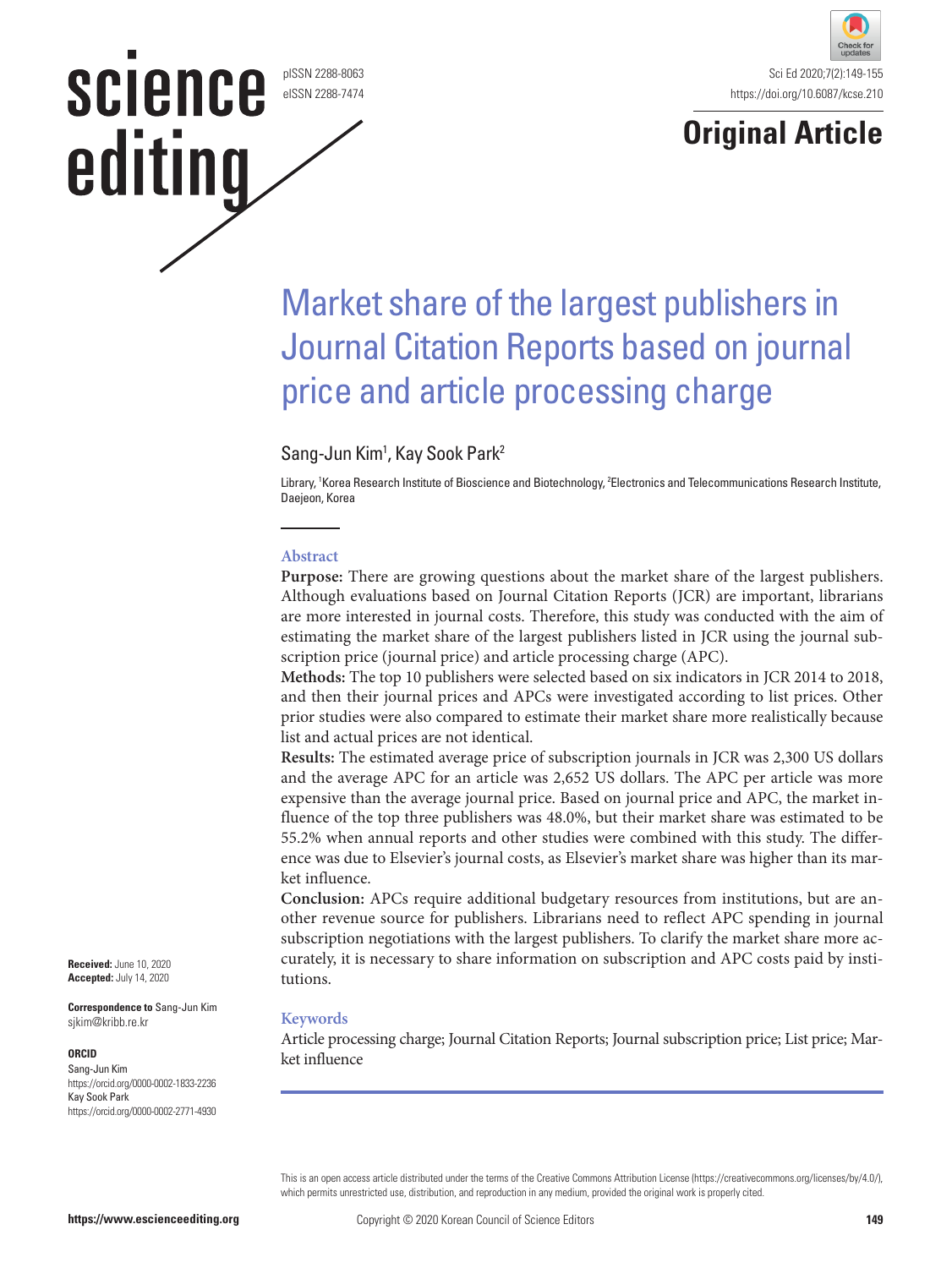Original Article

# Market share of the largest publishers in Journal Citation Reports based on journal price and article processing charge

Sang-Jun Kim[1], Kay Sook Park[2]

Library, [1]Korea Research Institute of Bioscience and Biotechnology, [2]Electronics and Telecommunications Research Institute, Daejeon, Korea

## Abstract

**Purpose:** There are growing questions about the market share of the largest publishers. Although evaluations based on Journal Citation Reports (JCR) are important, librarians are more interested in journal costs. Therefore, this study was conducted with the aim of estimating the market share of the largest publishers listed in JCR using the journal subscription price (journal price) and article processing charge (APC).

**Methods:** The top 10 publishers were selected based on six indicators in JCR 2014 to 2018, and then their journal prices and APCs were investigated according to list prices. Other prior studies were also compared to estimate their market share more realistically because list and actual prices are not identical.

**Results:** The estimated average price of subscription journals in JCR was 2,300 US dollars and the average APC for an article was 2,652 US dollars. The APC per article was more expensive than the average journal price. Based on journal price and APC, the market influence of the top three publishers was 48.0%, but their market share was estimated to be 55.2% when annual reports and other studies were combined with this study. The difference was due to Elsevier's journal costs, as Elsevier's market share was higher than its market influence.

**Conclusion:** APCs require additional budgetary resources from institutions, but are another revenue source for publishers. Librarians need to reflect APC spending in journal subscription negotiations with the largest publishers. To clarify the market share more accurately, it is necessary to share information on subscription and APC costs paid by institutions.

## Keywords

Article processing charge; Journal Citation Reports; Journal subscription price; List price; Market influence

**Received:** June 10, 2020
**Accepted:** July 14, 2020

**Correspondence to** Sang-Jun Kim
sjkim@kribb.re.kr

**ORCID**
Sang-Jun Kim
https://orcid.org/0000-0002-1833-2236
Kay Sook Park
https://orcid.org/0000-0002-2771-4930

This is an open access article distributed under the terms of the Creative Commons Attribution License (https://creativecommons.org/licenses/by/4.0/), which permits unrestricted use, distribution, and reproduction in any medium, provided the original work is properly cited.

Copyright © 2020 Korean Council of Science Editors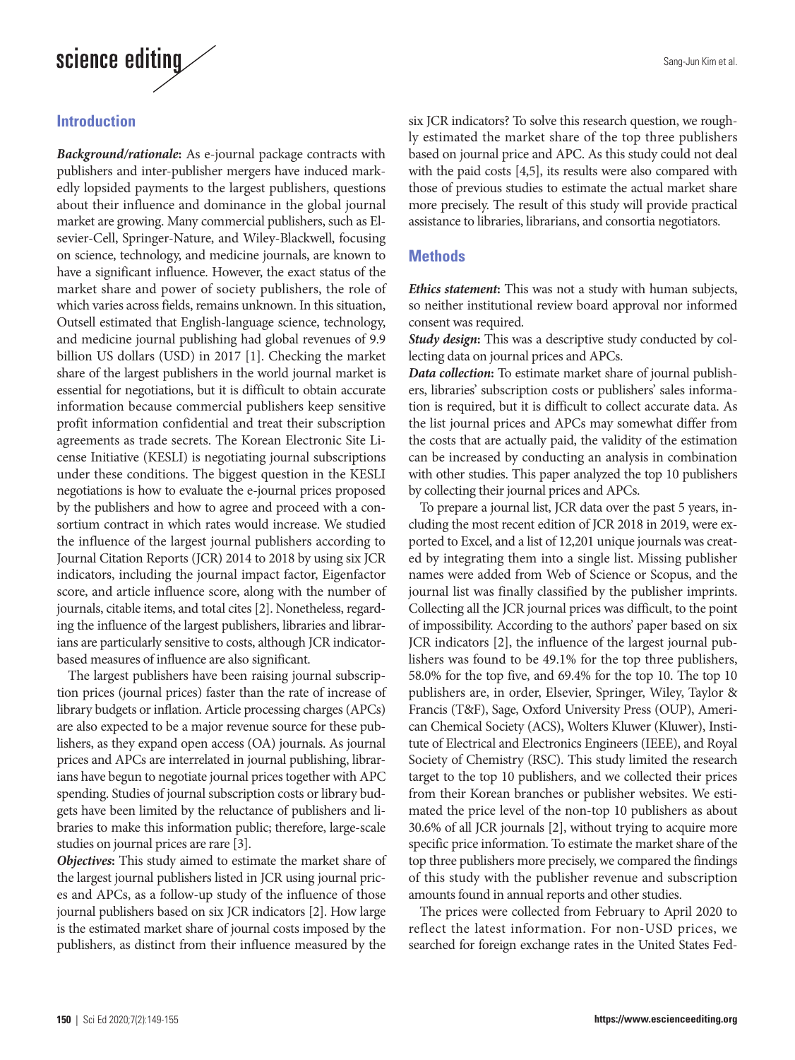## Introduction

***Background/rationale*:** As e-journal package contracts with publishers and inter-publisher mergers have induced markedly lopsided payments to the largest publishers, questions about their influence and dominance in the global journal market are growing. Many commercial publishers, such as Elsevier-Cell, Springer-Nature, and Wiley-Blackwell, focusing on science, technology, and medicine journals, are known to have a significant influence. However, the exact status of the market share and power of society publishers, the role of which varies across fields, remains unknown. In this situation, Outsell estimated that English-language science, technology, and medicine journal publishing had global revenues of 9.9 billion US dollars (USD) in 2017 [1]. Checking the market share of the largest publishers in the world journal market is essential for negotiations, but it is difficult to obtain accurate information because commercial publishers keep sensitive profit information confidential and treat their subscription agreements as trade secrets. The Korean Electronic Site License Initiative (KESLI) is negotiating journal subscriptions under these conditions. The biggest question in the KESLI negotiations is how to evaluate the e-journal prices proposed by the publishers and how to agree and proceed with a consortium contract in which rates would increase. We studied the influence of the largest journal publishers according to Journal Citation Reports (JCR) 2014 to 2018 by using six JCR indicators, including the journal impact factor, Eigenfactor score, and article influence score, along with the number of journals, citable items, and total cites [2]. Nonetheless, regarding the influence of the largest publishers, libraries and librarians are particularly sensitive to costs, although JCR indicator-based measures of influence are also significant.

The largest publishers have been raising journal subscription prices (journal prices) faster than the rate of increase of library budgets or inflation. Article processing charges (APCs) are also expected to be a major revenue source for these publishers, as they expand open access (OA) journals. As journal prices and APCs are interrelated in journal publishing, librarians have begun to negotiate journal prices together with APC spending. Studies of journal subscription costs or library budgets have been limited by the reluctance of publishers and libraries to make this information public; therefore, large-scale studies on journal prices are rare [3].

***Objectives*:** This study aimed to estimate the market share of the largest journal publishers listed in JCR using journal prices and APCs, as a follow-up study of the influence of those journal publishers based on six JCR indicators [2]. How large is the estimated market share of journal costs imposed by the publishers, as distinct from their influence measured by the six JCR indicators? To solve this research question, we roughly estimated the market share of the top three publishers based on journal price and APC. As this study could not deal with the paid costs [4,5], its results were also compared with those of previous studies to estimate the actual market share more precisely. The result of this study will provide practical assistance to libraries, librarians, and consortia negotiators.

## Methods

***Ethics statement*:** This was not a study with human subjects, so neither institutional review board approval nor informed consent was required.

***Study design*:** This was a descriptive study conducted by collecting data on journal prices and APCs.

***Data collection*:** To estimate market share of journal publishers, libraries' subscription costs or publishers' sales information is required, but it is difficult to collect accurate data. As the list journal prices and APCs may somewhat differ from the costs that are actually paid, the validity of the estimation can be increased by conducting an analysis in combination with other studies. This paper analyzed the top 10 publishers by collecting their journal prices and APCs.

To prepare a journal list, JCR data over the past 5 years, including the most recent edition of JCR 2018 in 2019, were exported to Excel, and a list of 12,201 unique journals was created by integrating them into a single list. Missing publisher names were added from Web of Science or Scopus, and the journal list was finally classified by the publisher imprints. Collecting all the JCR journal prices was difficult, to the point of impossibility. According to the authors' paper based on six JCR indicators [2], the influence of the largest journal publishers was found to be 49.1% for the top three publishers, 58.0% for the top five, and 69.4% for the top 10. The top 10 publishers are, in order, Elsevier, Springer, Wiley, Taylor & Francis (T&F), Sage, Oxford University Press (OUP), American Chemical Society (ACS), Wolters Kluwer (Kluwer), Institute of Electrical and Electronics Engineers (IEEE), and Royal Society of Chemistry (RSC). This study limited the research target to the top 10 publishers, and we collected their prices from their Korean branches or publisher websites. We estimated the price level of the non-top 10 publishers as about 30.6% of all JCR journals [2], without trying to acquire more specific price information. To estimate the market share of the top three publishers more precisely, we compared the findings of this study with the publisher revenue and subscription amounts found in annual reports and other studies.

The prices were collected from February to April 2020 to reflect the latest information. For non-USD prices, we searched for foreign exchange rates in the United States Fed-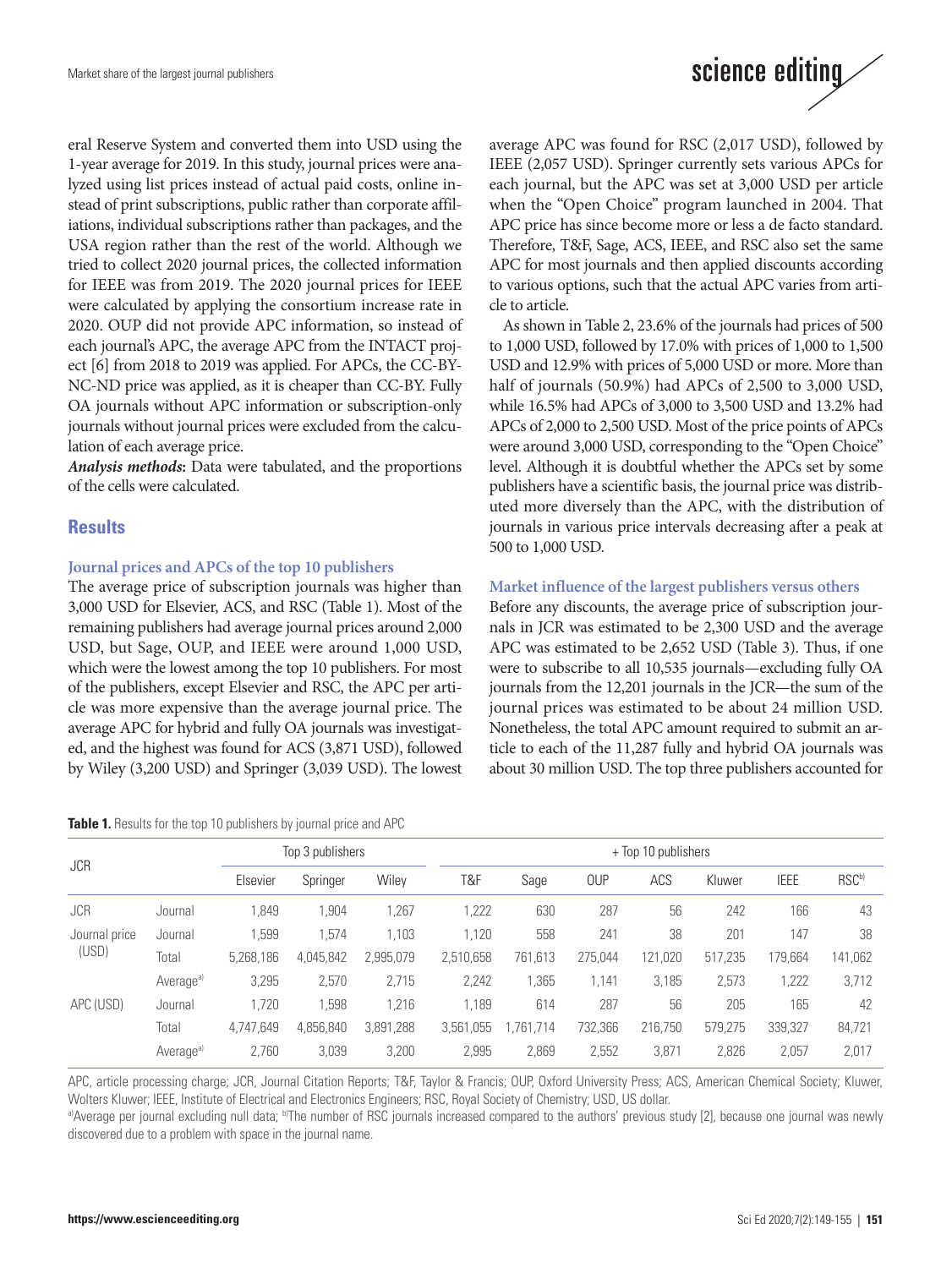eral Reserve System and converted them into USD using the 1-year average for 2019. In this study, journal prices were analyzed using list prices instead of actual paid costs, online instead of print subscriptions, public rather than corporate affiliations, individual subscriptions rather than packages, and the USA region rather than the rest of the world. Although we tried to collect 2020 journal prices, the collected information for IEEE was from 2019. The 2020 journal prices for IEEE were calculated by applying the consortium increase rate in 2020. OUP did not provide APC information, so instead of each journal's APC, the average APC from the INTACT project [6] from 2018 to 2019 was applied. For APCs, the CC-BY-NC-ND price was applied, as it is cheaper than CC-BY. Fully OA journals without APC information or subscription-only journals without journal prices were excluded from the calculation of each average price.

***Analysis methods:*** Data were tabulated, and the proportions of the cells were calculated.

## Results

### Journal prices and APCs of the top 10 publishers

The average price of subscription journals was higher than 3,000 USD for Elsevier, ACS, and RSC (Table 1). Most of the remaining publishers had average journal prices around 2,000 USD, but Sage, OUP, and IEEE were around 1,000 USD, which were the lowest among the top 10 publishers. For most of the publishers, except Elsevier and RSC, the APC per article was more expensive than the average journal price. The average APC for hybrid and fully OA journals was investigated, and the highest was found for ACS (3,871 USD), followed by Wiley (3,200 USD) and Springer (3,039 USD). The lowest average APC was found for RSC (2,017 USD), followed by IEEE (2,057 USD). Springer currently sets various APCs for each journal, but the APC was set at 3,000 USD per article when the "Open Choice" program launched in 2004. That APC price has since become more or less a de facto standard. Therefore, T&F, Sage, ACS, IEEE, and RSC also set the same APC for most journals and then applied discounts according to various options, such that the actual APC varies from article to article.

As shown in Table 2, 23.6% of the journals had prices of 500 to 1,000 USD, followed by 17.0% with prices of 1,000 to 1,500 USD and 12.9% with prices of 5,000 USD or more. More than half of journals (50.9%) had APCs of 2,500 to 3,000 USD, while 16.5% had APCs of 3,000 to 3,500 USD and 13.2% had APCs of 2,000 to 2,500 USD. Most of the price points of APCs were around 3,000 USD, corresponding to the "Open Choice" level. Although it is doubtful whether the APCs set by some publishers have a scientific basis, the journal price was distributed more diversely than the APC, with the distribution of journals in various price intervals decreasing after a peak at 500 to 1,000 USD.

### Market influence of the largest publishers versus others

Before any discounts, the average price of subscription journals in JCR was estimated to be 2,300 USD and the average APC was estimated to be 2,652 USD (Table 3). Thus, if one were to subscribe to all 10,535 journals—excluding fully OA journals from the 12,201 journals in the JCR—the sum of the journal prices was estimated to be about 24 million USD. Nonetheless, the total APC amount required to submit an article to each of the 11,287 fully and hybrid OA journals was about 30 million USD. The top three publishers accounted for

**Table 1.** Results for the top 10 publishers by journal price and APC

| JCR | | Top 3 publishers | | | + Top 10 publishers | | | | | | |
|---|---|---|---|---|---|---|---|---|---|---|---|
| | | Elsevier | Springer | Wiley | T&F | Sage | OUP | ACS | Kluwer | IEEE | RSC[b] |
| JCR | Journal | 1,849 | 1,904 | 1,267 | 1,222 | 630 | 287 | 56 | 242 | 166 | 43 |
| Journal price (USD) | Journal | 1,599 | 1,574 | 1,103 | 1,120 | 558 | 241 | 38 | 201 | 147 | 38 |
| | Total | 5,268,186 | 4,045,842 | 2,995,079 | 2,510,658 | 761,613 | 275,044 | 121,020 | 517,235 | 179,664 | 141,062 |
| | Average[a] | 3,295 | 2,570 | 2,715 | 2,242 | 1,365 | 1,141 | 3,185 | 2,573 | 1,222 | 3,712 |
| APC (USD) | Journal | 1,720 | 1,598 | 1,216 | 1,189 | 614 | 287 | 56 | 205 | 165 | 42 |
| | Total | 4,747,649 | 4,856,840 | 3,891,288 | 3,561,055 | 1,761,714 | 732,366 | 216,750 | 579,275 | 339,327 | 84,721 |
| | Average[a] | 2,760 | 3,039 | 3,200 | 2,995 | 2,869 | 2,552 | 3,871 | 2,826 | 2,057 | 2,017 |

APC, article processing charge; JCR, Journal Citation Reports; T&F, Taylor & Francis; OUP, Oxford University Press; ACS, American Chemical Society; Kluwer, Wolters Kluwer; IEEE, Institute of Electrical and Electronics Engineers; RSC, Royal Society of Chemistry; USD, US dollar.

[a]Average per journal excluding null data; [b]The number of RSC journals increased compared to the authors' previous study [2], because one journal was newly discovered due to a problem with space in the journal name.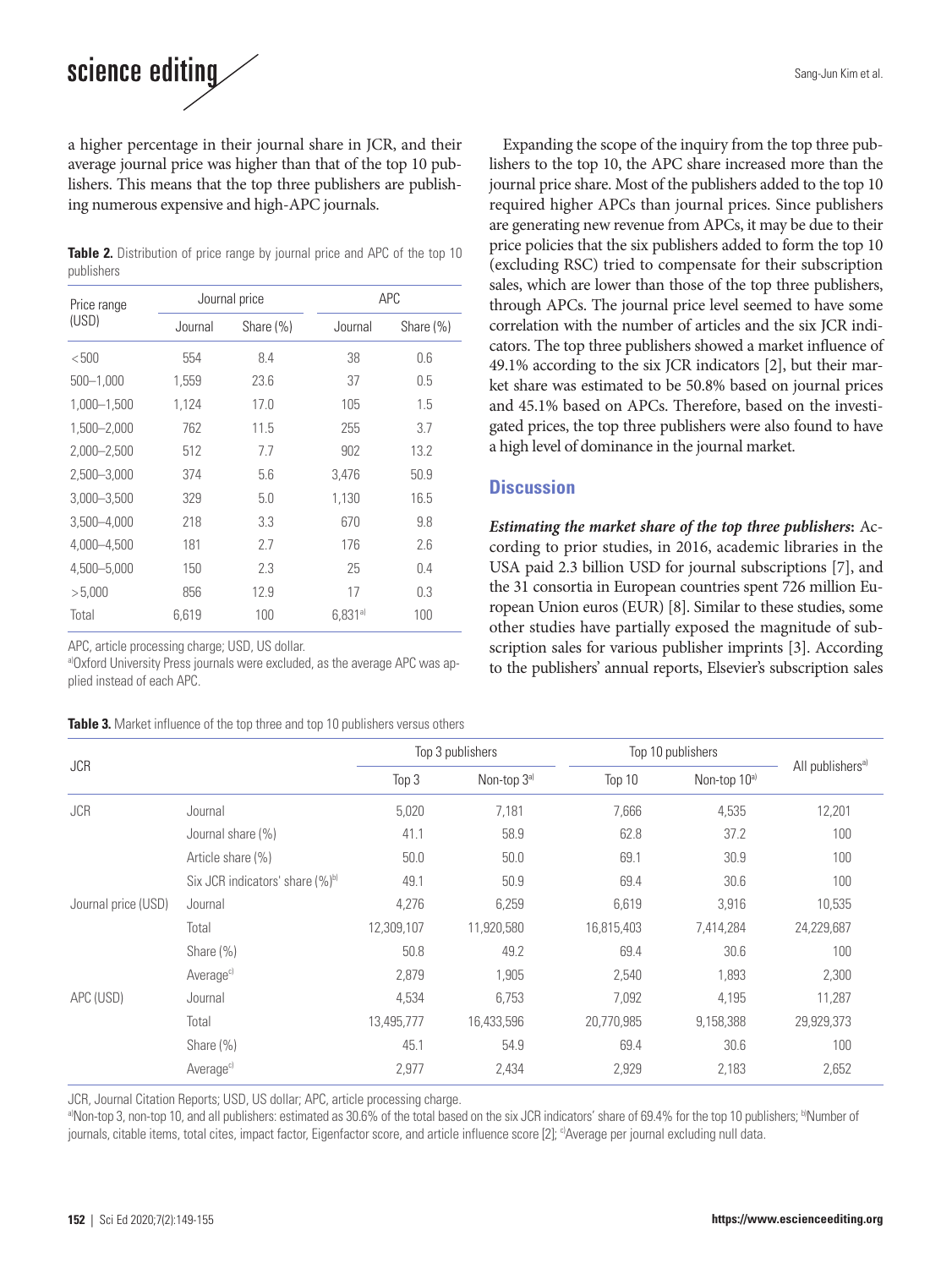a higher percentage in their journal share in JCR, and their average journal price was higher than that of the top 10 publishers. This means that the top three publishers are publishing numerous expensive and high-APC journals.

**Table 2.** Distribution of price range by journal price and APC of the top 10 publishers

| Price range (USD) | Journal price | | APC | |
|---|---|---|---|---|
| | Journal | Share (%) | Journal | Share (%) |
| <500 | 554 | 8.4 | 38 | 0.6 |
| 500–1,000 | 1,559 | 23.6 | 37 | 0.5 |
| 1,000–1,500 | 1,124 | 17.0 | 105 | 1.5 |
| 1,500–2,000 | 762 | 11.5 | 255 | 3.7 |
| 2,000–2,500 | 512 | 7.7 | 902 | 13.2 |
| 2,500–3,000 | 374 | 5.6 | 3,476 | 50.9 |
| 3,000–3,500 | 329 | 5.0 | 1,130 | 16.5 |
| 3,500–4,000 | 218 | 3.3 | 670 | 9.8 |
| 4,000–4,500 | 181 | 2.7 | 176 | 2.6 |
| 4,500–5,000 | 150 | 2.3 | 25 | 0.4 |
| >5,000 | 856 | 12.9 | 17 | 0.3 |
| Total | 6,619 | 100 | 6,831[a] | 100 |

APC, article processing charge; USD, US dollar.
[a]Oxford University Press journals were excluded, as the average APC was applied instead of each APC.

Expanding the scope of the inquiry from the top three publishers to the top 10, the APC share increased more than the journal price share. Most of the publishers added to the top 10 required higher APCs than journal prices. Since publishers are generating new revenue from APCs, it may be due to their price policies that the six publishers added to form the top 10 (excluding RSC) tried to compensate for their subscription sales, which are lower than those of the top three publishers, through APCs. The journal price level seemed to have some correlation with the number of articles and the six JCR indicators. The top three publishers showed a market influence of 49.1% according to the six JCR indicators [2], but their market share was estimated to be 50.8% based on journal prices and 45.1% based on APCs. Therefore, based on the investigated prices, the top three publishers were also found to have a high level of dominance in the journal market.

## Discussion

***Estimating the market share of the top three publishers*:** According to prior studies, in 2016, academic libraries in the USA paid 2.3 billion USD for journal subscriptions [7], and the 31 consortia in European countries spent 726 million European Union euros (EUR) [8]. Similar to these studies, some other studies have partially exposed the magnitude of subscription sales for various publisher imprints [3]. According to the publishers' annual reports, Elsevier's subscription sales

**Table 3.** Market influence of the top three and top 10 publishers versus others

| JCR | | Top 3 publishers | | Top 10 publishers | | All publishers[a] |
|---|---|---|---|---|---|---|
| | | Top 3 | Non-top 3[a] | Top 10 | Non-top 10[a] | |
| JCR | Journal | 5,020 | 7,181 | 7,666 | 4,535 | 12,201 |
| | Journal share (%) | 41.1 | 58.9 | 62.8 | 37.2 | 100 |
| | Article share (%) | 50.0 | 50.0 | 69.1 | 30.9 | 100 |
| | Six JCR indicators' share (%)[b] | 49.1 | 50.9 | 69.4 | 30.6 | 100 |
| Journal price (USD) | Journal | 4,276 | 6,259 | 6,619 | 3,916 | 10,535 |
| | Total | 12,309,107 | 11,920,580 | 16,815,403 | 7,414,284 | 24,229,687 |
| | Share (%) | 50.8 | 49.2 | 69.4 | 30.6 | 100 |
| | Average[c] | 2,879 | 1,905 | 2,540 | 1,893 | 2,300 |
| APC (USD) | Journal | 4,534 | 6,753 | 7,092 | 4,195 | 11,287 |
| | Total | 13,495,777 | 16,433,596 | 20,770,985 | 9,158,388 | 29,929,373 |
| | Share (%) | 45.1 | 54.9 | 69.4 | 30.6 | 100 |
| | Average[c] | 2,977 | 2,434 | 2,929 | 2,183 | 2,652 |

JCR, Journal Citation Reports; USD, US dollar; APC, article processing charge.
[a]Non-top 3, non-top 10, and all publishers: estimated as 30.6% of the total based on the six JCR indicators' share of 69.4% for the top 10 publishers; [b]Number of journals, citable items, total cites, impact factor, Eigenfactor score, and article influence score [2]; [c]Average per journal excluding null data.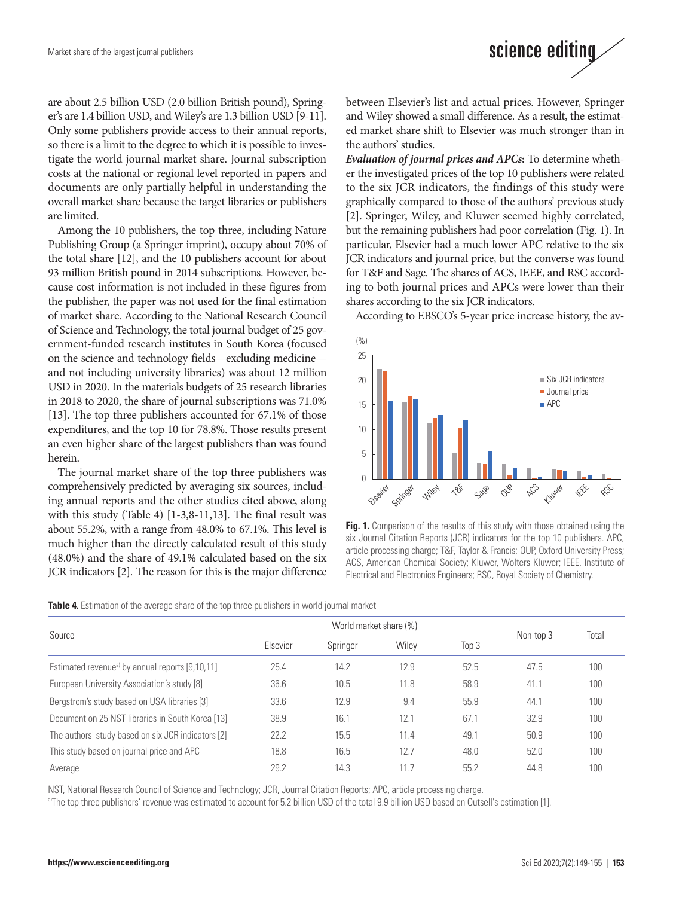are about 2.5 billion USD (2.0 billion British pound), Springer's are 1.4 billion USD, and Wiley's are 1.3 billion USD [9-11]. Only some publishers provide access to their annual reports, so there is a limit to the degree to which it is possible to investigate the world journal market share. Journal subscription costs at the national or regional level reported in papers and documents are only partially helpful in understanding the overall market share because the target libraries or publishers are limited.

Among the 10 publishers, the top three, including Nature Publishing Group (a Springer imprint), occupy about 70% of the total share [12], and the 10 publishers account for about 93 million British pound in 2014 subscriptions. However, because cost information is not included in these figures from the publisher, the paper was not used for the final estimation of market share. According to the National Research Council of Science and Technology, the total journal budget of 25 government-funded research institutes in South Korea (focused on the science and technology fields—excluding medicine—and not including university libraries) was about 12 million USD in 2020. In the materials budgets of 25 research libraries in 2018 to 2020, the share of journal subscriptions was 71.0% [13]. The top three publishers accounted for 67.1% of those expenditures, and the top 10 for 78.8%. Those results present an even higher share of the largest publishers than was found herein.

The journal market share of the top three publishers was comprehensively predicted by averaging six sources, including annual reports and the other studies cited above, along with this study (Table 4) [1-3,8-11,13]. The final result was about 55.2%, with a range from 48.0% to 67.1%. This level is much higher than the directly calculated result of this study (48.0%) and the share of 49.1% calculated based on the six JCR indicators [2]. The reason for this is the major difference between Elsevier's list and actual prices. However, Springer and Wiley showed a small difference. As a result, the estimated market share shift to Elsevier was much stronger than in the authors' studies.

***Evaluation of journal prices and APCs*:** To determine whether the investigated prices of the top 10 publishers were related to the six JCR indicators, the findings of this study were graphically compared to those of the authors' previous study [2]. Springer, Wiley, and Kluwer seemed highly correlated, but the remaining publishers had poor correlation (Fig. 1). In particular, Elsevier had a much lower APC relative to the six JCR indicators and journal price, but the converse was found for T&F and Sage. The shares of ACS, IEEE, and RSC according to both journal prices and APCs were lower than their shares according to the six JCR indicators.

According to EBSCO's 5-year price increase history, the av-

**Fig. 1.** Comparison of the results of this study with those obtained using the six Journal Citation Reports (JCR) indicators for the top 10 publishers. APC, article processing charge; T&F, Taylor & Francis; OUP, Oxford University Press; ACS, American Chemical Society; Kluwer, Wolters Kluwer; IEEE, Institute of Electrical and Electronics Engineers; RSC, Royal Society of Chemistry.

**Table 4.** Estimation of the average share of the top three publishers in world journal market

| Source | World market share (%) | | | | Non-top 3 | Total |
|---|---|---|---|---|---|---|
| | Elsevier | Springer | Wiley | Top 3 | | |
| Estimated revenue[a] by annual reports [9,10,11] | 25.4 | 14.2 | 12.9 | 52.5 | 47.5 | 100 |
| European University Association's study [8] | 36.6 | 10.5 | 11.8 | 58.9 | 41.1 | 100 |
| Bergstrom's study based on USA libraries [3] | 33.6 | 12.9 | 9.4 | 55.9 | 44.1 | 100 |
| Document on 25 NST libraries in South Korea [13] | 38.9 | 16.1 | 12.1 | 67.1 | 32.9 | 100 |
| The authors' study based on six JCR indicators [2] | 22.2 | 15.5 | 11.4 | 49.1 | 50.9 | 100 |
| This study based on journal price and APC | 18.8 | 16.5 | 12.7 | 48.0 | 52.0 | 100 |
| Average | 29.2 | 14.3 | 11.7 | 55.2 | 44.8 | 100 |

NST, National Research Council of Science and Technology; JCR, Journal Citation Reports; APC, article processing charge.

[a]The top three publishers' revenue was estimated to account for 5.2 billion USD of the total 9.9 billion USD based on Outsell's estimation [1].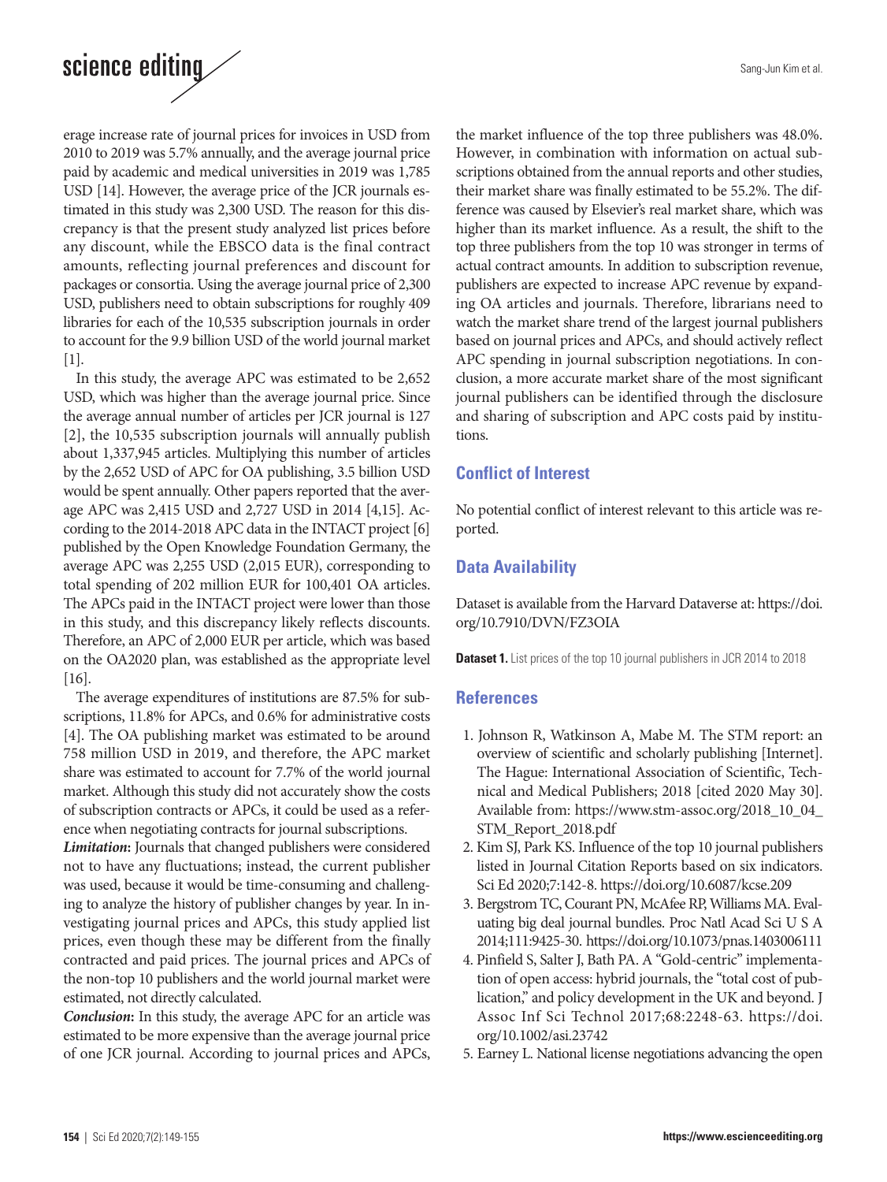erage increase rate of journal prices for invoices in USD from 2010 to 2019 was 5.7% annually, and the average journal price paid by academic and medical universities in 2019 was 1,785 USD [14]. However, the average price of the JCR journals estimated in this study was 2,300 USD. The reason for this discrepancy is that the present study analyzed list prices before any discount, while the EBSCO data is the final contract amounts, reflecting journal preferences and discount for packages or consortia. Using the average journal price of 2,300 USD, publishers need to obtain subscriptions for roughly 409 libraries for each of the 10,535 subscription journals in order to account for the 9.9 billion USD of the world journal market [1].

In this study, the average APC was estimated to be 2,652 USD, which was higher than the average journal price. Since the average annual number of articles per JCR journal is 127 [2], the 10,535 subscription journals will annually publish about 1,337,945 articles. Multiplying this number of articles by the 2,652 USD of APC for OA publishing, 3.5 billion USD would be spent annually. Other papers reported that the average APC was 2,415 USD and 2,727 USD in 2014 [4,15]. According to the 2014-2018 APC data in the INTACT project [6] published by the Open Knowledge Foundation Germany, the average APC was 2,255 USD (2,015 EUR), corresponding to total spending of 202 million EUR for 100,401 OA articles. The APCs paid in the INTACT project were lower than those in this study, and this discrepancy likely reflects discounts. Therefore, an APC of 2,000 EUR per article, which was based on the OA2020 plan, was established as the appropriate level [16].

The average expenditures of institutions are 87.5% for subscriptions, 11.8% for APCs, and 0.6% for administrative costs [4]. The OA publishing market was estimated to be around 758 million USD in 2019, and therefore, the APC market share was estimated to account for 7.7% of the world journal market. Although this study did not accurately show the costs of subscription contracts or APCs, it could be used as a reference when negotiating contracts for journal subscriptions.

***Limitation*:** Journals that changed publishers were considered not to have any fluctuations; instead, the current publisher was used, because it would be time-consuming and challenging to analyze the history of publisher changes by year. In investigating journal prices and APCs, this study applied list prices, even though these may be different from the finally contracted and paid prices. The journal prices and APCs of the non-top 10 publishers and the world journal market were estimated, not directly calculated.

***Conclusion*:** In this study, the average APC for an article was estimated to be more expensive than the average journal price of one JCR journal. According to journal prices and APCs, the market influence of the top three publishers was 48.0%. However, in combination with information on actual subscriptions obtained from the annual reports and other studies, their market share was finally estimated to be 55.2%. The difference was caused by Elsevier's real market share, which was higher than its market influence. As a result, the shift to the top three publishers from the top 10 was stronger in terms of actual contract amounts. In addition to subscription revenue, publishers are expected to increase APC revenue by expanding OA articles and journals. Therefore, librarians need to watch the market share trend of the largest journal publishers based on journal prices and APCs, and should actively reflect APC spending in journal subscription negotiations. In conclusion, a more accurate market share of the most significant journal publishers can be identified through the disclosure and sharing of subscription and APC costs paid by institutions.

## Conflict of Interest

No potential conflict of interest relevant to this article was reported.

## Data Availability

Dataset is available from the Harvard Dataverse at: https://doi.org/10.7910/DVN/FZ3OIA

**Dataset 1.** List prices of the top 10 journal publishers in JCR 2014 to 2018

## References

1. Johnson R, Watkinson A, Mabe M. The STM report: an overview of scientific and scholarly publishing [Internet]. The Hague: International Association of Scientific, Technical and Medical Publishers; 2018 [cited 2020 May 30]. Available from: https://www.stm-assoc.org/2018_10_04_STM_Report_2018.pdf
2. Kim SJ, Park KS. Influence of the top 10 journal publishers listed in Journal Citation Reports based on six indicators. Sci Ed 2020;7:142-8. https://doi.org/10.6087/kcse.209
3. Bergstrom TC, Courant PN, McAfee RP, Williams MA. Evaluating big deal journal bundles. Proc Natl Acad Sci U S A 2014;111:9425-30. https://doi.org/10.1073/pnas.1403006111
4. Pinfield S, Salter J, Bath PA. A "Gold-centric" implementation of open access: hybrid journals, the "total cost of publication," and policy development in the UK and beyond. J Assoc Inf Sci Technol 2017;68:2248-63. https://doi.org/10.1002/asi.23742
5. Earney L. National license negotiations advancing the open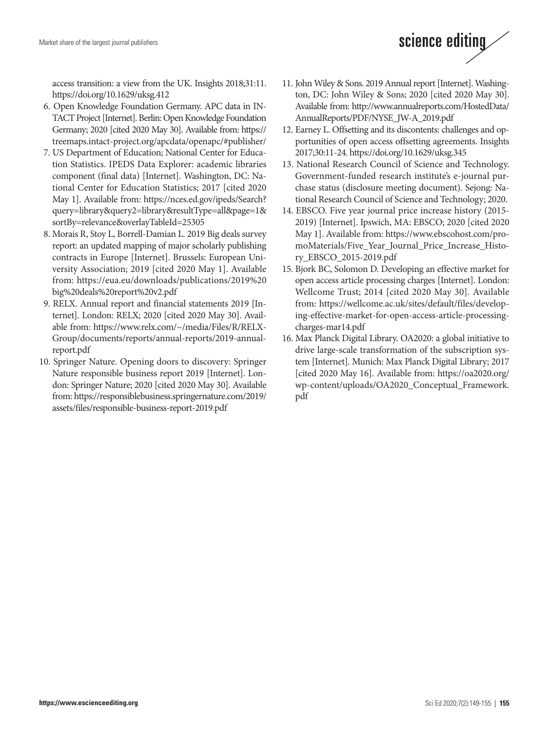access transition: a view from the UK. Insights 2018;31:11. https://doi.org/10.1629/uksg.412

6. Open Knowledge Foundation Germany. APC data in INTACT Project [Internet]. Berlin: Open Knowledge Foundation Germany; 2020 [cited 2020 May 30]. Available from: https://treemaps.intact-project.org/apcdata/openapc/#publisher/
7. US Department of Education; National Center for Education Statistics. IPEDS Data Explorer: academic libraries component (final data) [Internet]. Washington, DC: National Center for Education Statistics; 2017 [cited 2020 May 1]. Available from: https://nces.ed.gov/ipeds/Search?query=library&query2=library&resultType=all&page=1&sortBy=relevance&overlayTableId=25305
8. Morais R, Stoy L, Borrell-Damian L. 2019 Big deals survey report: an updated mapping of major scholarly publishing contracts in Europe [Internet]. Brussels: European University Association; 2019 [cited 2020 May 1]. Available from: https://eua.eu/downloads/publications/2019%20big%20deals%20report%20v2.pdf
9. RELX. Annual report and financial statements 2019 [Internet]. London: RELX; 2020 [cited 2020 May 30]. Available from: https://www.relx.com/~/media/Files/R/RELX-Group/documents/reports/annual-reports/2019-annual-report.pdf
10. Springer Nature. Opening doors to discovery: Springer Nature responsible business report 2019 [Internet]. London: Springer Nature; 2020 [cited 2020 May 30]. Available from: https://responsiblebusiness.springernature.com/2019/assets/files/responsible-business-report-2019.pdf
11. John Wiley & Sons. 2019 Annual report [Internet]. Washington, DC: John Wiley & Sons; 2020 [cited 2020 May 30]. Available from: http://www.annualreports.com/HostedData/AnnualReports/PDF/NYSE_JW-A_2019.pdf
12. Earney L. Offsetting and its discontents: challenges and opportunities of open access offsetting agreements. Insights 2017;30:11-24. https://doi.org/10.1629/uksg.345
13. National Research Council of Science and Technology. Government-funded research institute's e-journal purchase status (disclosure meeting document). Sejong: National Research Council of Science and Technology; 2020.
14. EBSCO. Five year journal price increase history (2015-2019) [Internet]. Ipswich, MA: EBSCO; 2020 [cited 2020 May 1]. Available from: https://www.ebscohost.com/promoMaterials/Five_Year_Journal_Price_Increase_History_EBSCO_2015-2019.pdf
15. Bjork BC, Solomon D. Developing an effective market for open access article processing charges [Internet]. London: Wellcome Trust; 2014 [cited 2020 May 30]. Available from: https://wellcome.ac.uk/sites/default/files/developing-effective-market-for-open-access-article-processing-charges-mar14.pdf
16. Max Planck Digital Library. OA2020: a global initiative to drive large-scale transformation of the subscription system [Internet]. Munich: Max Planck Digital Library; 2017 [cited 2020 May 16]. Available from: https://oa2020.org/wp-content/uploads/OA2020_Conceptual_Framework.pdf